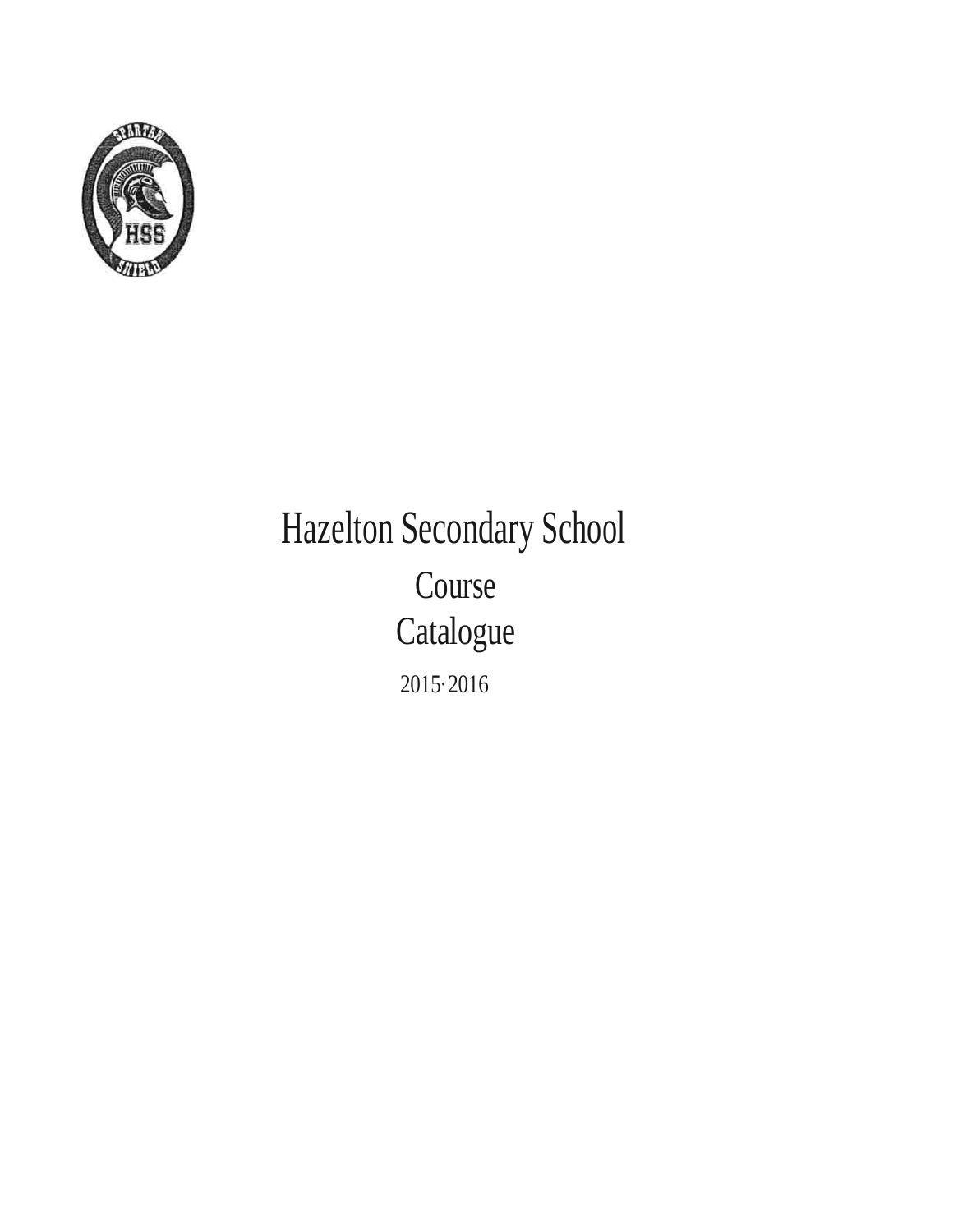# Hazelton Secondary School

## Course Catalogue

2015-2016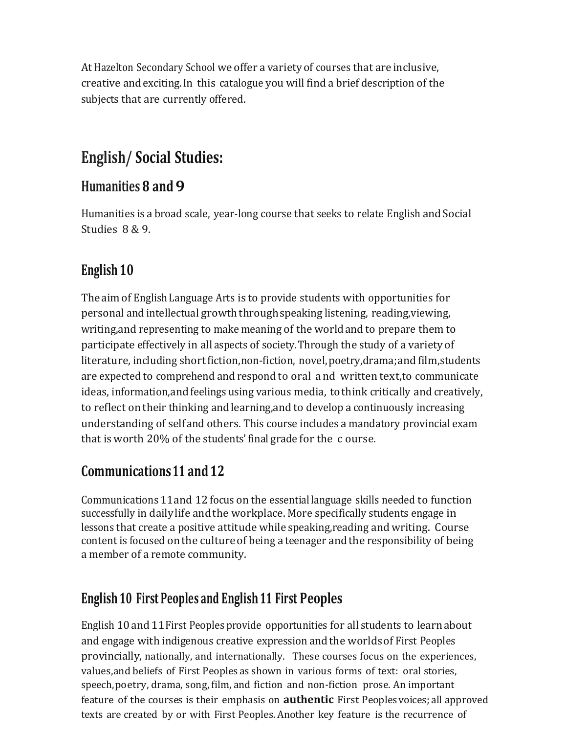At Hazelton Secondary School we offer a variety of courses that are inclusive, creative and exciting. In this catalogue you will find a brief description of the subjects that are currently offered.

## English/ Social Studies:

### Humanities 8 and 9

Humanities is a broad scale, year-long course that seeks to relate English and Social Studies 8 & 9.

### English 10

The aim of English Language Arts is to provide students with opportunities for personal and intellectual growth through speaking listening, reading, viewing, writing, and representing to make meaning of the world and to prepare them to participate effectively in all aspects of society. Through the study of a variety of literature, including short fiction, non-fiction, novel, poetry, drama; and film, students are expected to comprehend and respond to oral and written text, to communicate ideas, information, and feelings using various media, to think critically and creatively, to reflect on their thinking and learning, and to develop a continuously increasing understanding of self and others. This course includes a mandatory provincial exam that is worth 20% of the students' final grade for the course.

### Communications 11 and 12

Communications 11 and 12 focus on the essential language skills needed to function successfully in daily life and the workplace. More specifically students engage in lessons that create a positive attitude while speaking, reading and writing. Course content is focused on the culture of being a teenager and the responsibility of being a member of a remote community.

### English 10 First Peoples and English 11 First Peoples

English 10 and 11 First Peoples provide opportunities for all students to learn about and engage with indigenous creative expression and the worlds of First Peoples provincially, nationally, and internationally. These courses focus on the experiences, values, and beliefs of First Peoples as shown in various forms of text: oral stories, speech, poetry, drama, song, film, and fiction and non-fiction prose. An important feature of the courses is their emphasis on **authentic** First Peoples voices; all approved texts are created by or with First Peoples. Another key feature is the recurrence of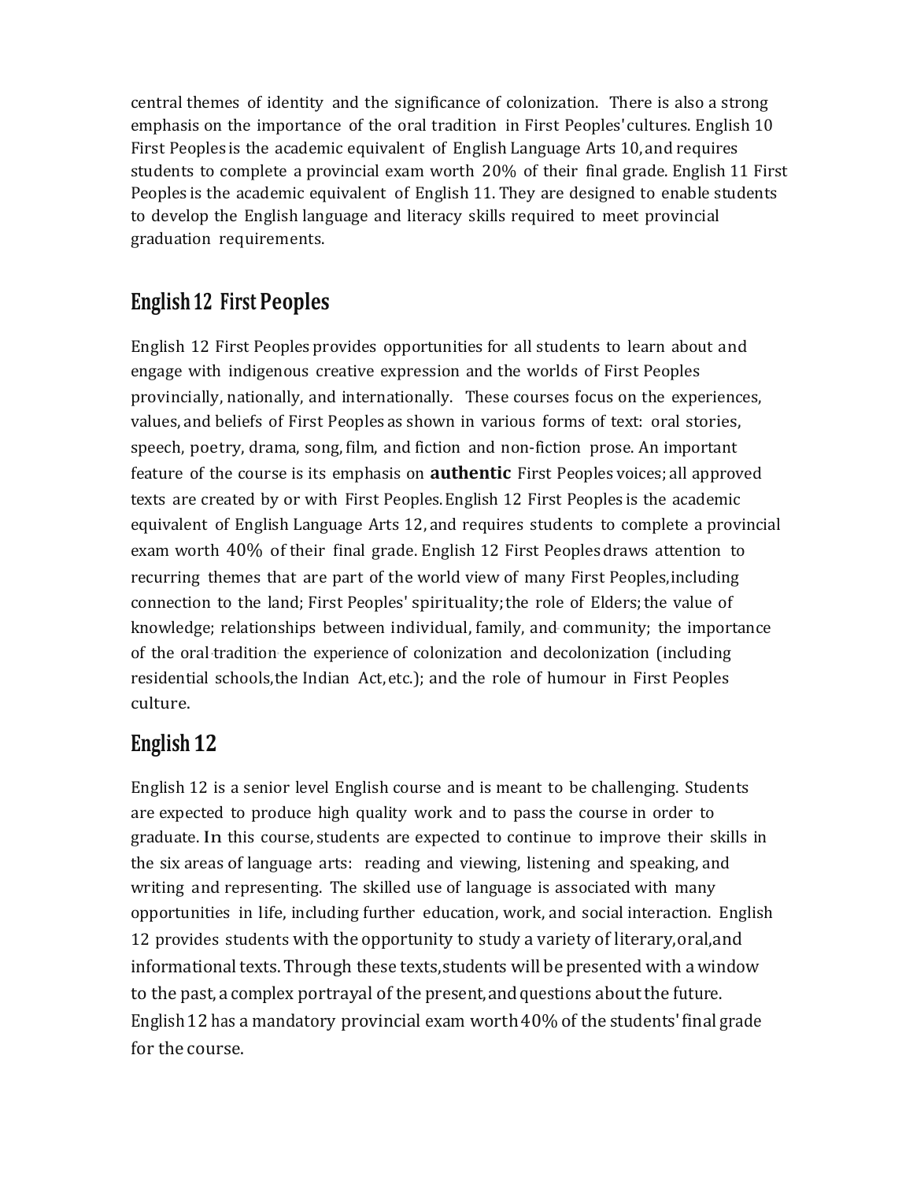central themes of identity and the significance of colonization. There is also a strong emphasis on the importance of the oral tradition in First Peoples' cultures. English 10 First Peoples is the academic equivalent of English Language Arts 10, and requires students to complete a provincial exam worth 20% of their final grade. English 11 First Peoples is the academic equivalent of English 11. They are designed to enable students to develop the English language and literacy skills required to meet provincial graduation requirements.

## English 12 First Peoples

English 12 First Peoples provides opportunities for all students to learn about and engage with indigenous creative expression and the worlds of First Peoples provincially, nationally, and internationally. These courses focus on the experiences, values, and beliefs of First Peoples as shown in various forms of text: oral stories, speech, poetry, drama, song, film, and fiction and non-fiction prose. An important feature of the course is its emphasis on **authentic** First Peoples voices; all approved texts are created by or with First Peoples. English 12 First Peoples is the academic equivalent of English Language Arts 12, and requires students to complete a provincial exam worth 40% of their final grade. English 12 First Peoples draws attention to recurring themes that are part of the world view of many First Peoples, including connection to the land; First Peoples' spirituality; the role of Elders; the value of knowledge; relationships between individual, family, and community; the importance of the oral tradition the experience of colonization and decolonization (including residential schools, the Indian Act, etc.); and the role of humour in First Peoples culture.

## English 12

English 12 is a senior level English course and is meant to be challenging. Students are expected to produce high quality work and to pass the course in order to graduate. In this course, students are expected to continue to improve their skills in the six areas of language arts: reading and viewing, listening and speaking, and writing and representing. The skilled use of language is associated with many opportunities in life, including further education, work, and social interaction. English 12 provides students with the opportunity to study a variety of literary, oral, and informational texts. Through these texts, students will be presented with a window to the past, a complex portrayal of the present, and questions about the future. English 12 has a mandatory provincial exam worth 40% of the students' final grade for the course.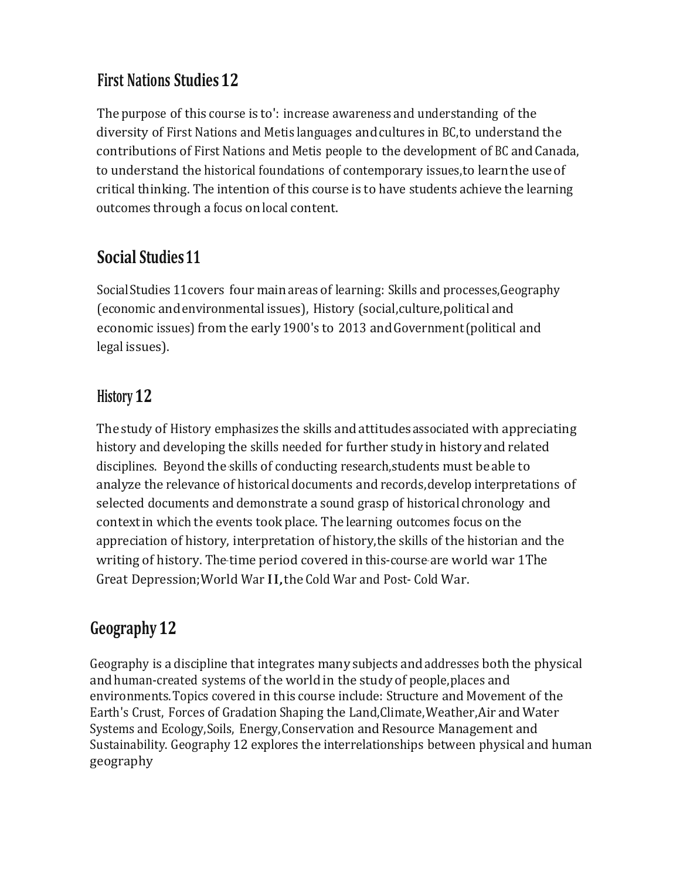## First Nations Studies 12

The purpose of this course is to': increase awareness and understanding of the diversity of First Nations and Metis languages and cultures in BC, to understand the contributions of First Nations and Metis people to the development of BC and Canada, to understand the historical foundations of contemporary issues, to learn the use of critical thinking. The intention of this course is to have students achieve the learning outcomes through a focus on local content.

## Social Studies 11

Social Studies 11 covers four main areas of learning: Skills and processes, Geography (economic and environmental issues), History (social, culture, political and economic issues) from the early 1900's to 2013 and Government (political and legal issues).

## History 12

The study of History emphasizes the skills and attitudes associated with appreciating history and developing the skills needed for further study in history and related disciplines. Beyond the skills of conducting research, students must be able to analyze the relevance of historical documents and records, develop interpretations of selected documents and demonstrate a sound grasp of historical chronology and context in which the events took place. The learning outcomes focus on the appreciation of history, interpretation of history, the skills of the historian and the writing of history. The time period covered in this course are world war 1 The Great Depression; World War II, the Cold War and Post- Cold War.

## Geography 12

Geography is a discipline that integrates many subjects and addresses both the physical and human-created systems of the world in the study of people, places and environments. Topics covered in this course include: Structure and Movement of the Earth's Crust, Forces of Gradation Shaping the Land, Climate, Weather, Air and Water Systems and Ecology, Soils, Energy, Conservation and Resource Management and Sustainability. Geography 12 explores the interrelationships between physical and human geography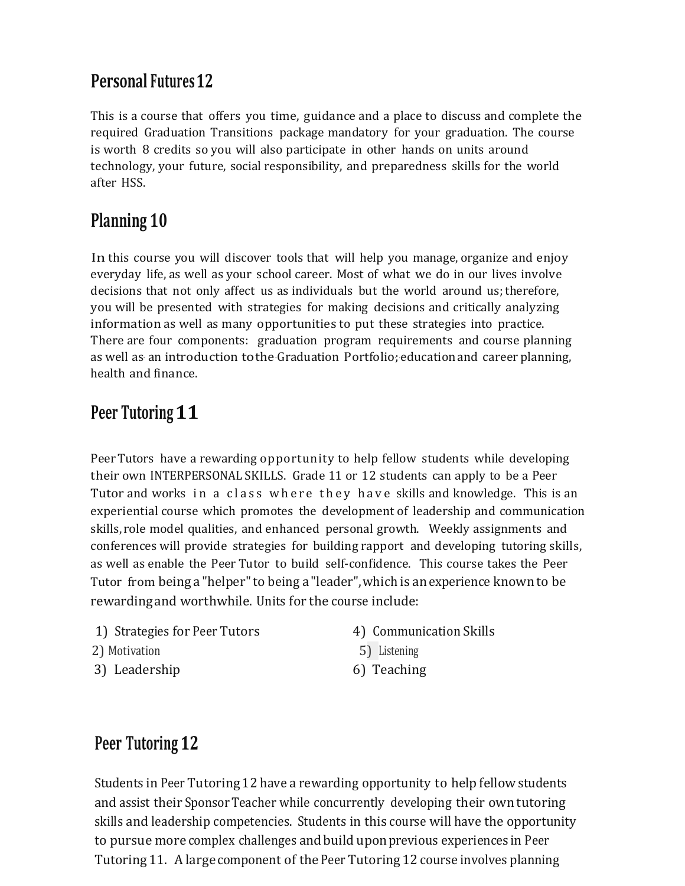## Personal Futures 12

This is a course that offers you time, guidance and a place to discuss and complete the required Graduation Transitions package mandatory for your graduation. The course is worth 8 credits so you will also participate in other hands on units around technology, your future, social responsibility, and preparedness skills for the world after HSS.

## Planning 10

In this course you will discover tools that will help you manage, organize and enjoy everyday life, as well as your school career. Most of what we do in our lives involve decisions that not only affect us as individuals but the world around us; therefore, you will be presented with strategies for making decisions and critically analyzing information as well as many opportunities to put these strategies into practice. There are four components: graduation program requirements and course planning as well as an introduction to the Graduation Portfolio; education and career planning, health and finance.

## Peer Tutoring 11

Peer Tutors have a rewarding opportunity to help fellow students while developing their own INTERPERSONAL SKILLS. Grade 11 or 12 students can apply to be a Peer Tutor and works in a class where they have skills and knowledge. This is an experiential course which promotes the development of leadership and communication skills, role model qualities, and enhanced personal growth. Weekly assignments and conferences will provide strategies for building rapport and developing tutoring skills, as well as enable the Peer Tutor to build self-confidence. This course takes the Peer Tutor from being a "helper" to being a "leader", which is an experience known to be rewarding and worthwhile. Units for the course include:

1) Strategies for Peer Tutors
2) Motivation
3) Leadership
4) Communication Skills
5) Listening
6) Teaching

## Peer Tutoring 12

Students in Peer Tutoring 12 have a rewarding opportunity to help fellow students and assist their Sponsor Teacher while concurrently developing their own tutoring skills and leadership competencies. Students in this course will have the opportunity to pursue more complex challenges and build upon previous experiences in Peer Tutoring 11. A large component of the Peer Tutoring 12 course involves planning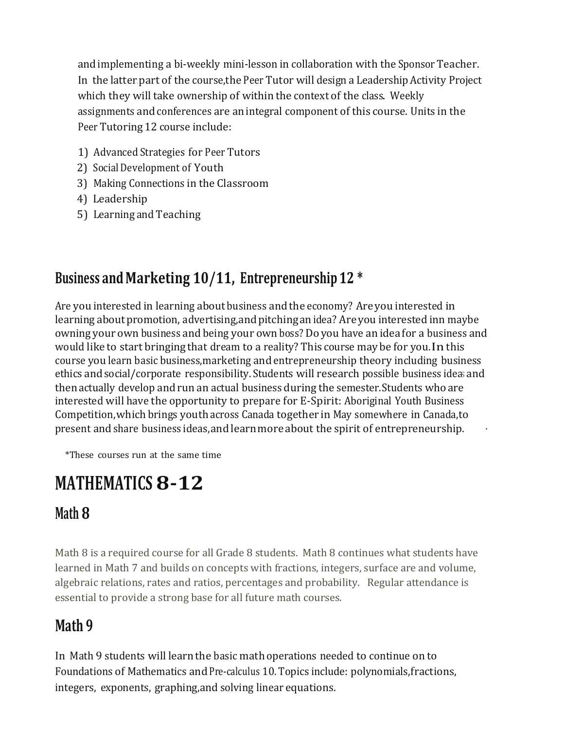and implementing a bi-weekly mini-lesson in collaboration with the Sponsor Teacher. In the latter part of the course, the Peer Tutor will design a Leadership Activity Project which they will take ownership of within the context of the class. Weekly assignments and conferences are an integral component of this course. Units in the Peer Tutoring 12 course include:

1) Advanced Strategies for Peer Tutors
2) Social Development of Youth
3) Making Connections in the Classroom
4) Leadership
5) Learning and Teaching

## Business and Marketing 10/11, Entrepreneurship 12 *

Are you interested in learning about business and the economy? Are you interested in learning about promotion, advertising, and pitching an idea? Are you interested inn maybe owning your own business and being your own boss? Do you have an idea for a business and would like to start bringing that dream to a reality? This course may be for you. In this course you learn basic business, marketing and entrepreneurship theory including business ethics and social/corporate responsibility. Students will research possible business ideas and then actually develop and run an actual business during the semester. Students who are interested will have the opportunity to prepare for E-Spirit: Aboriginal Youth Business Competition, which brings youth across Canada together in May somewhere in Canada, to present and share business ideas, and learn more about the spirit of entrepreneurship.

*These courses run at the same time

# MATHEMATICS 8-12

## Math 8

Math 8 is a required course for all Grade 8 students. Math 8 continues what students have learned in Math 7 and builds on concepts with fractions, integers, surface are and volume, algebraic relations, rates and ratios, percentages and probability. Regular attendance is essential to provide a strong base for all future math courses.

## Math 9

In Math 9 students will learn the basic math operations needed to continue on to Foundations of Mathematics and Pre-calculus 10. Topics include: polynomials, fractions, integers, exponents, graphing, and solving linear equations.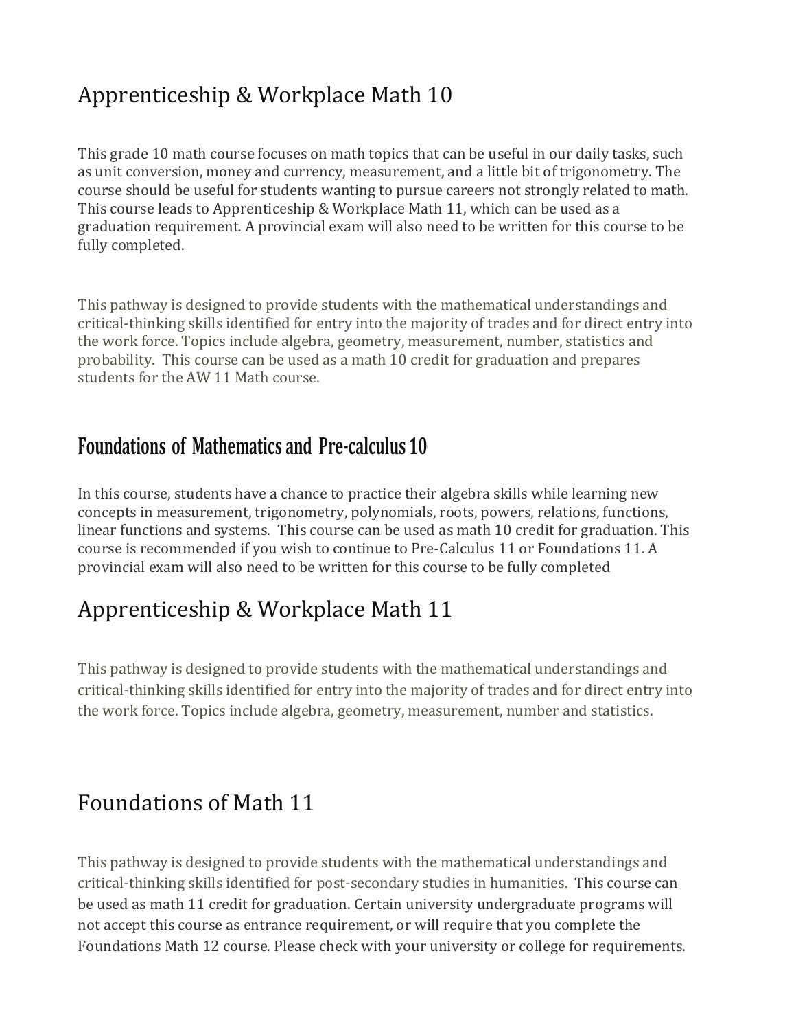# Apprenticeship & Workplace Math 10

This grade 10 math course focuses on math topics that can be useful in our daily tasks, such as unit conversion, money and currency, measurement, and a little bit of trigonometry. The course should be useful for students wanting to pursue careers not strongly related to math. This course leads to Apprenticeship & Workplace Math 11, which can be used as a graduation requirement. A provincial exam will also need to be written for this course to be fully completed.

This pathway is designed to provide students with the mathematical understandings and critical-thinking skills identified for entry into the majority of trades and for direct entry into the work force. Topics include algebra, geometry, measurement, number, statistics and probability. This course can be used as a math 10 credit for graduation and prepares students for the AW 11 Math course.

# Foundations of Mathematics and Pre-calculus 10

In this course, students have a chance to practice their algebra skills while learning new concepts in measurement, trigonometry, polynomials, roots, powers, relations, functions, linear functions and systems. This course can be used as math 10 credit for graduation. This course is recommended if you wish to continue to Pre-Calculus 11 or Foundations 11. A provincial exam will also need to be written for this course to be fully completed

# Apprenticeship & Workplace Math 11

This pathway is designed to provide students with the mathematical understandings and critical-thinking skills identified for entry into the majority of trades and for direct entry into the work force. Topics include algebra, geometry, measurement, number and statistics.

# Foundations of Math 11

This pathway is designed to provide students with the mathematical understandings and critical-thinking skills identified for post-secondary studies in humanities. This course can be used as math 11 credit for graduation. Certain university undergraduate programs will not accept this course as entrance requirement, or will require that you complete the Foundations Math 12 course. Please check with your university or college for requirements.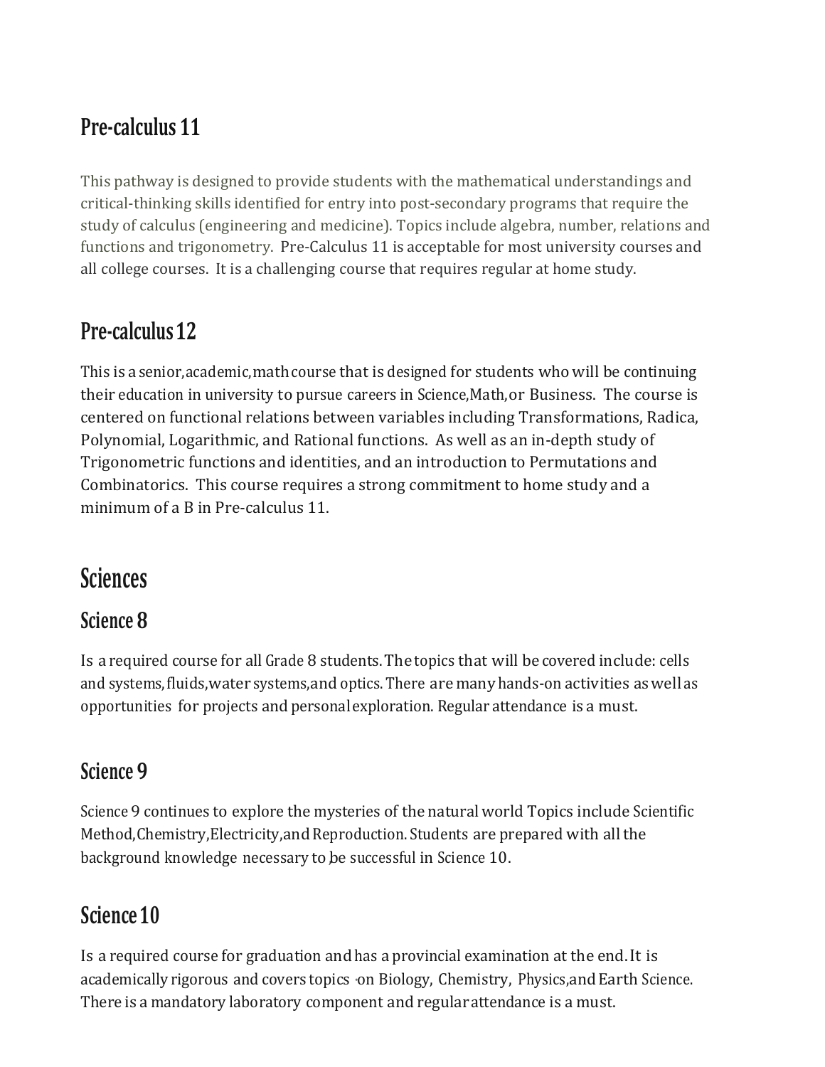## Pre-calculus 11

This pathway is designed to provide students with the mathematical understandings and critical-thinking skills identified for entry into post-secondary programs that require the study of calculus (engineering and medicine). Topics include algebra, number, relations and functions and trigonometry. Pre-Calculus 11 is acceptable for most university courses and all college courses. It is a challenging course that requires regular at home study.

## Pre-calculus 12

This is a senior, academic, math course that is designed for students who will be continuing their education in university to pursue careers in Science, Math, or Business. The course is centered on functional relations between variables including Transformations, Radica, Polynomial, Logarithmic, and Rational functions. As well as an in-depth study of Trigonometric functions and identities, and an introduction to Permutations and Combinatorics. This course requires a strong commitment to home study and a minimum of a B in Pre-calculus 11.

# Sciences

## Science 8

Is a required course for all Grade 8 students. The topics that will be covered include: cells and systems, fluids, water systems, and optics. There are many hands-on activities as well as opportunities for projects and personal exploration. Regular attendance is a must.

## Science 9

Science 9 continues to explore the mysteries of the natural world Topics include Scientific Method, Chemistry, Electricity, and Reproduction. Students are prepared with all the background knowledge necessary to be successful in Science 10.

## Science 10

Is a required course for graduation and has a provincial examination at the end. It is academically rigorous and covers topics on Biology, Chemistry, Physics, and Earth Science. There is a mandatory laboratory component and regular attendance is a must.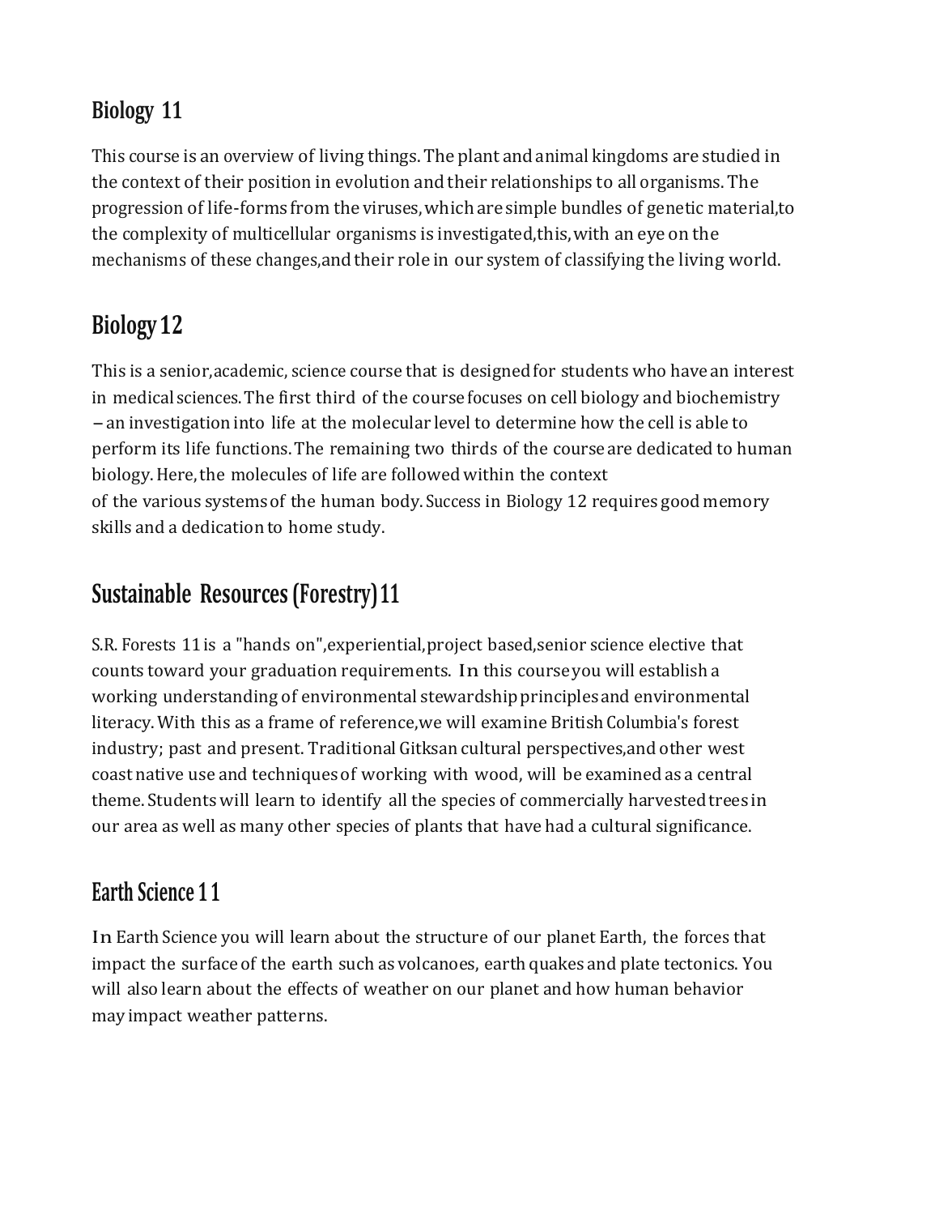## Biology 11

This course is an overview of living things. The plant and animal kingdoms are studied in the context of their position in evolution and their relationships to all organisms. The progression of life-forms from the viruses, which are simple bundles of genetic material, to the complexity of multicellular organisms is investigated, this, with an eye on the mechanisms of these changes, and their role in our system of classifying the living world.

## Biology 12

This is a senior, academic, science course that is designed for students who have an interest in medical sciences. The first third of the course focuses on cell biology and biochemistry – an investigation into life at the molecular level to determine how the cell is able to perform its life functions. The remaining two thirds of the course are dedicated to human biology. Here, the molecules of life are followed within the context of the various systems of the human body. Success in Biology 12 requires good memory skills and a dedication to home study.

## Sustainable Resources (Forestry) 11

S.R. Forests 11 is a "hands on", experiential, project based, senior science elective that counts toward your graduation requirements. In this course you will establish a working understanding of environmental stewardship principles and environmental literacy. With this as a frame of reference, we will examine British Columbia's forest industry; past and present. Traditional Gitksan cultural perspectives, and other west coast native use and techniques of working with wood, will be examined as a central theme. Students will learn to identify all the species of commercially harvested trees in our area as well as many other species of plants that have had a cultural significance.

## Earth Science 11

In Earth Science you will learn about the structure of our planet Earth, the forces that impact the surface of the earth such as volcanoes, earth quakes and plate tectonics. You will also learn about the effects of weather on our planet and how human behavior may impact weather patterns.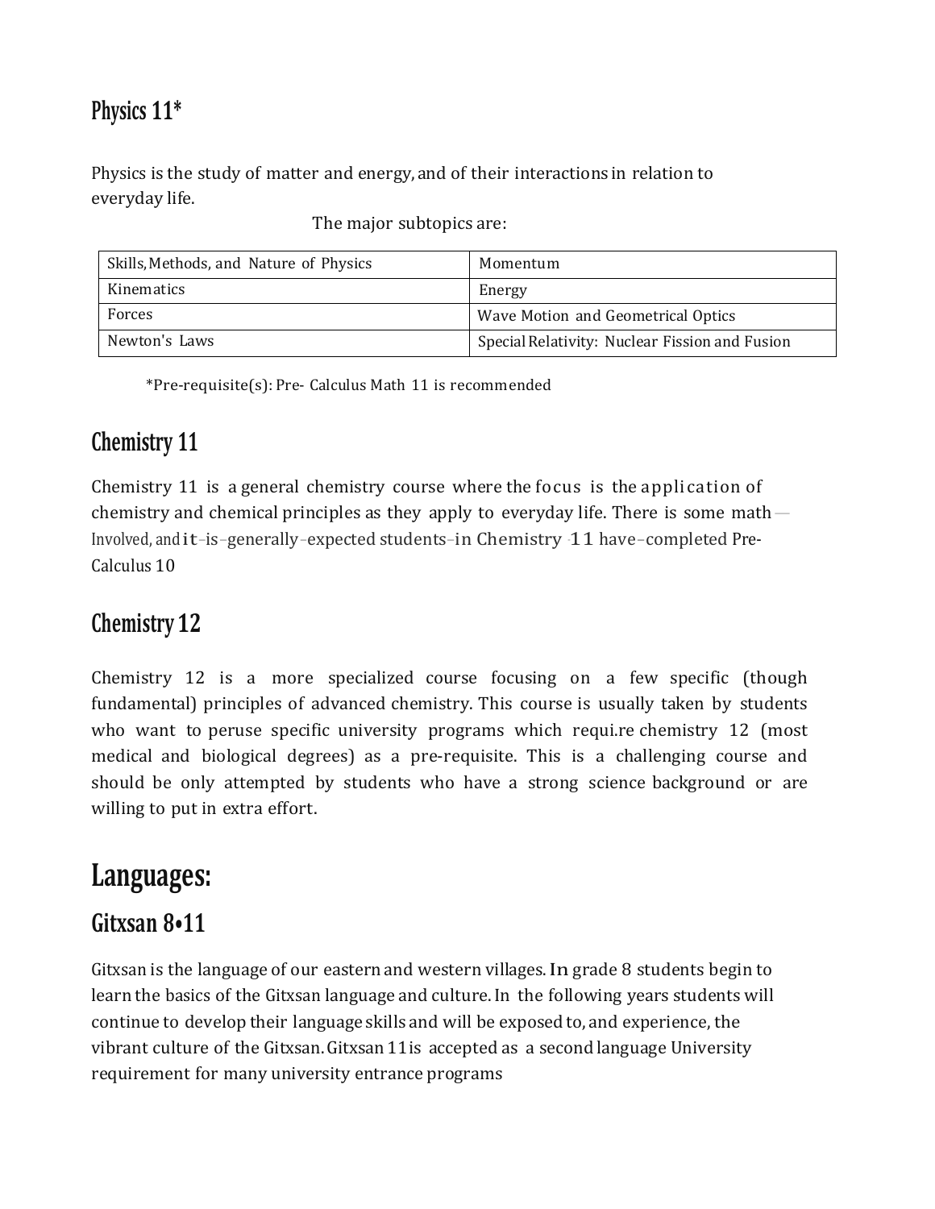## Physics 11*

Physics is the study of matter and energy, and of their interactions in relation to everyday life.

The major subtopics are:

| Skills, Methods, and Nature of Physics | Momentum |
|---|---|
| Kinematics | Energy |
| Forces | Wave Motion and Geometrical Optics |
| Newton's Laws | Special Relativity: Nuclear Fission and Fusion |

*Pre-requisite(s): Pre- Calculus Math 11 is recommended

## Chemistry 11

Chemistry 11 is a general chemistry course where the focus is the application of chemistry and chemical principles as they apply to everyday life. There is some math — Involved, and it is generally expected students in Chemistry 11 have completed Pre-Calculus 10

## Chemistry 12

Chemistry 12 is a more specialized course focusing on a few specific (though fundamental) principles of advanced chemistry. This course is usually taken by students who want to peruse specific university programs which requi.re chemistry 12 (most medical and biological degrees) as a pre-requisite. This is a challenging course and should be only attempted by students who have a strong science background or are willing to put in extra effort.

# Languages:

## Gitxsan 8•11

Gitxsan is the language of our eastern and western villages. In grade 8 students begin to learn the basics of the Gitxsan language and culture. In the following years students will continue to develop their language skills and will be exposed to, and experience, the vibrant culture of the Gitxsan. Gitxsan 11 is accepted as a second language University requirement for many university entrance programs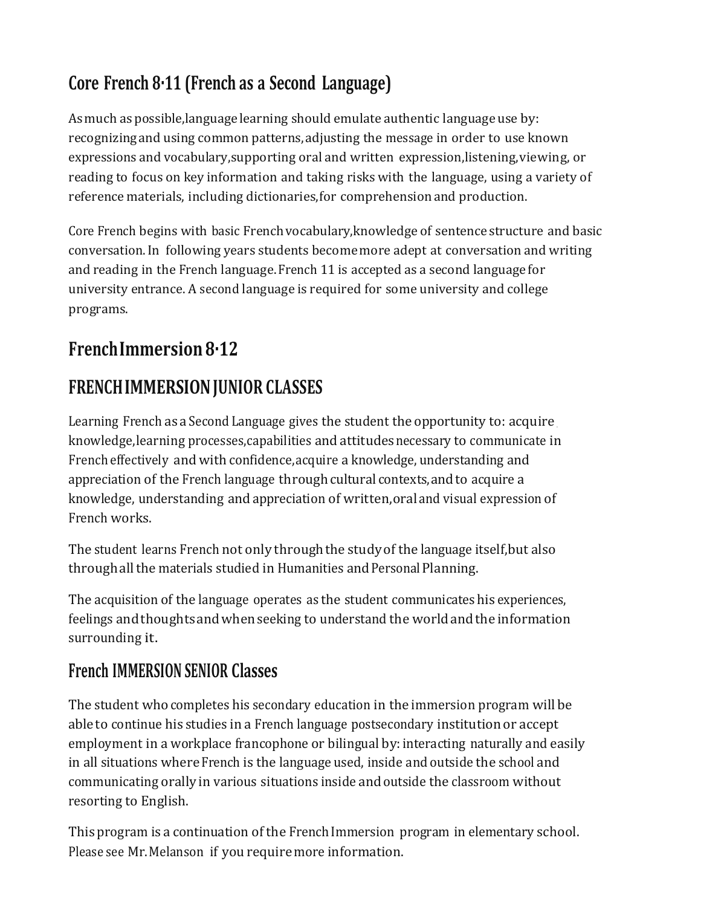## Core French 8-11 (French as a Second Language)

As much as possible, language learning should emulate authentic language use by: recognizing and using common patterns, adjusting the message in order to use known expressions and vocabulary, supporting oral and written expression, listening, viewing, or reading to focus on key information and taking risks with the language, using a variety of reference materials, including dictionaries, for comprehension and production.

Core French begins with basic French vocabulary, knowledge of sentence structure and basic conversation. In following years students become more adept at conversation and writing and reading in the French language. French 11 is accepted as a second language for university entrance. A second language is required for some university and college programs.

## French Immersion 8-12

## FRENCH IMMERSION JUNIOR CLASSES

Learning French as a Second Language gives the student the opportunity to: acquire knowledge, learning processes, capabilities and attitudes necessary to communicate in French effectively and with confidence, acquire a knowledge, understanding and appreciation of the French language through cultural contexts, and to acquire a knowledge, understanding and appreciation of written, oral and visual expression of French works.

The student learns French not only through the study of the language itself, but also through all the materials studied in Humanities and Personal Planning.

The acquisition of the language operates as the student communicates his experiences, feelings and thoughts and when seeking to understand the world and the information surrounding it.

### French IMMERSION SENIOR Classes

The student who completes his secondary education in the immersion program will be able to continue his studies in a French language postsecondary institution or accept employment in a workplace francophone or bilingual by: interacting naturally and easily in all situations where French is the language used, inside and outside the school and communicating orally in various situations inside and outside the classroom without resorting to English.

This program is a continuation of the French Immersion program in elementary school. Please see Mr. Melanson if you require more information.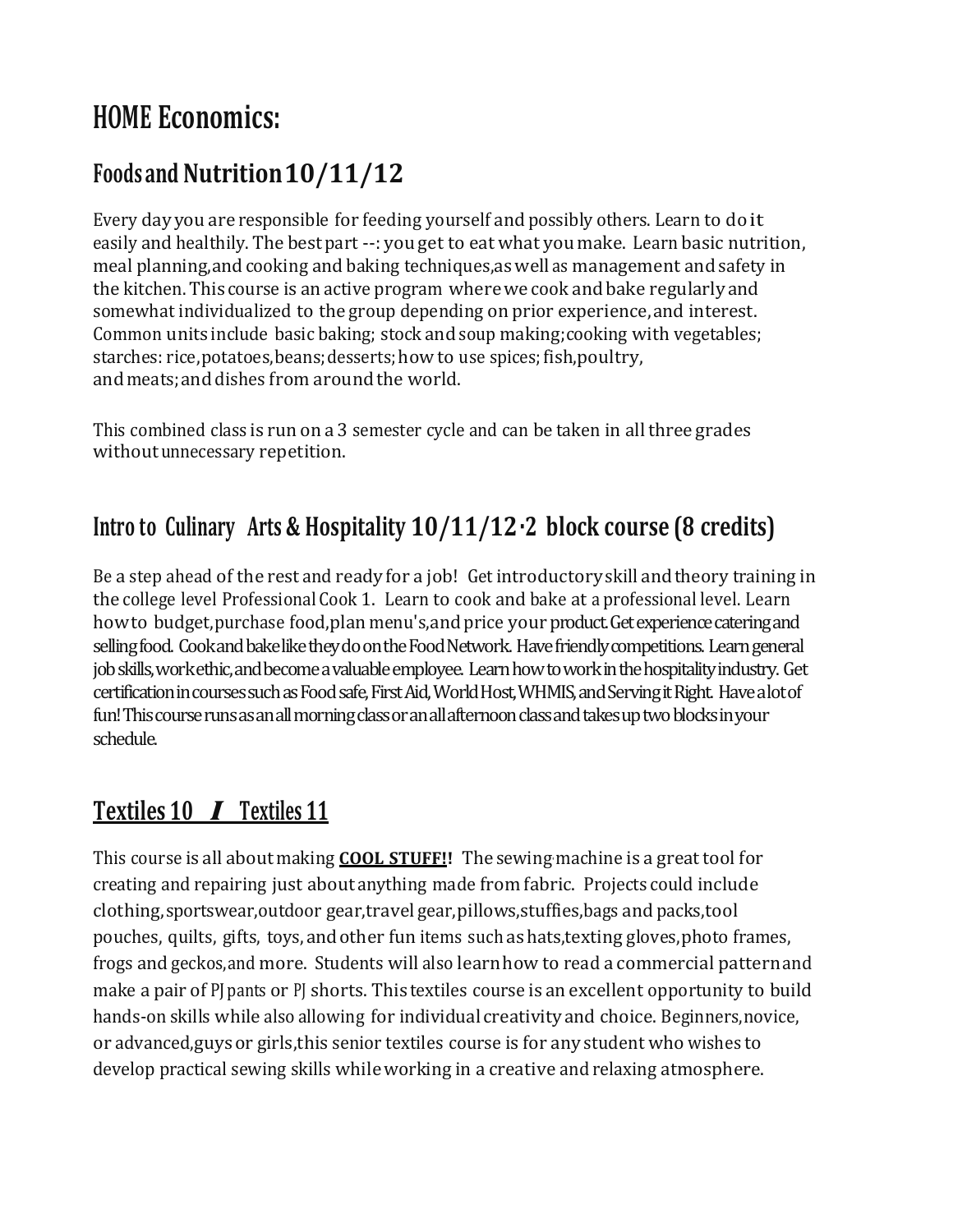# HOME Economics:

## Foods and Nutrition 10/11/12

Every day you are responsible for feeding yourself and possibly others. Learn to do it easily and healthily. The best part --: you get to eat what you make. Learn basic nutrition, meal planning, and cooking and baking techniques, as well as management and safety in the kitchen. This course is an active program where we cook and bake regularly and somewhat individualized to the group depending on prior experience, and interest. Common units include basic baking; stock and soup making; cooking with vegetables; starches: rice, potatoes, beans; desserts; how to use spices; fish, poultry, and meats; and dishes from around the world.

This combined class is run on a 3 semester cycle and can be taken in all three grades without unnecessary repetition.

## Intro to Culinary Arts & Hospitality 10/11/12 ·2 block course (8 credits)

Be a step ahead of the rest and ready for a job! Get introductory skill and theory training in the college level Professional Cook 1. Learn to cook and bake at a professional level. Learn how to budget, purchase food, plan menu's, and price your product. Get experience catering and selling food. Cook and bake like they do on the Food Network. Have friendly competitions. Learn general job skills, work ethic, and become a valuable employee. Learn how to work in the hospitality industry. Get certification in courses such as Food safe, First Aid, World Host, WHMIS, and Serving it Right. Have a lot of fun! This course runs as an all morning class or an all afternoon class and takes up two blocks in your schedule.

## Textiles 10 *I* Textiles 11

This course is all about making **COOL STUFF!!** The sewing machine is a great tool for creating and repairing just about anything made from fabric. Projects could include clothing, sportswear, outdoor gear, travel gear, pillows, stuffies, bags and packs, tool pouches, quilts, gifts, toys, and other fun items such as hats, texting gloves, photo frames, frogs and geckos, and more. Students will also learn how to read a commercial pattern and make a pair of PJ pants or PJ shorts. This textiles course is an excellent opportunity to build hands-on skills while also allowing for individual creativity and choice. Beginners, novice, or advanced, guys or girls, this senior textiles course is for any student who wishes to develop practical sewing skills while working in a creative and relaxing atmosphere.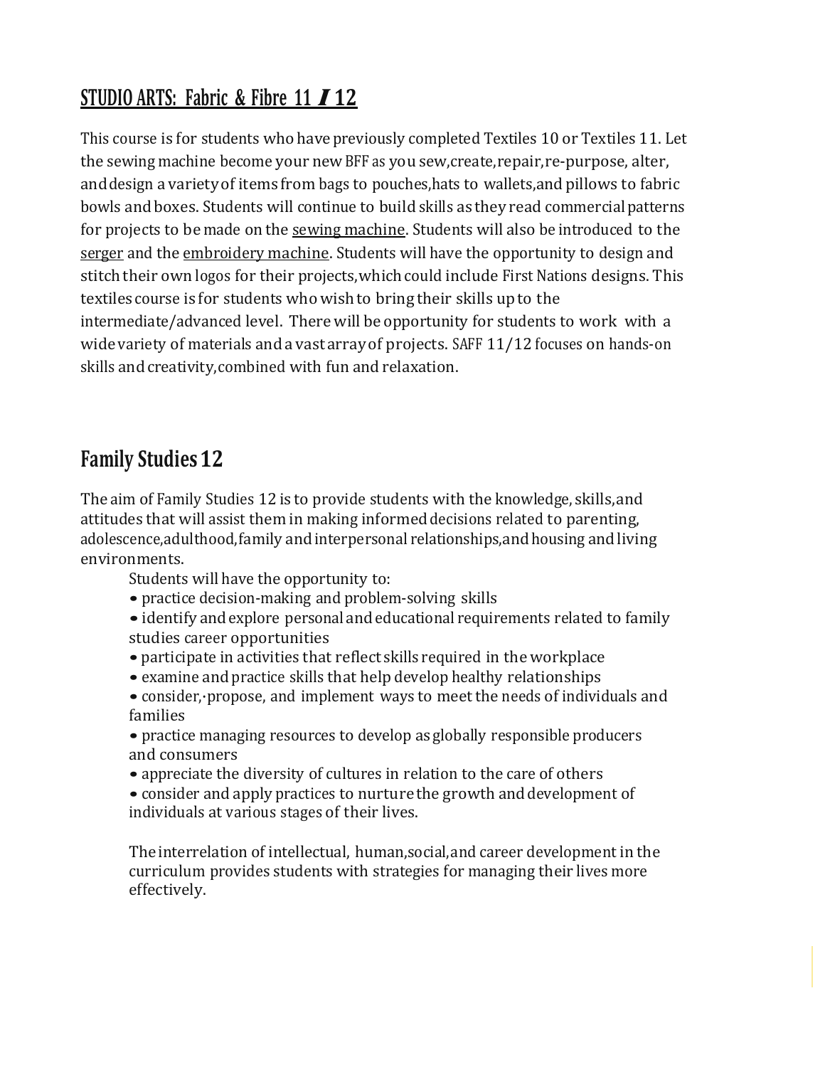## STUDIO ARTS: Fabric & Fibre 11 / 12

This course is for students who have previously completed Textiles 10 or Textiles 11. Let the sewing machine become your new BFF as you sew, create, repair, re-purpose, alter, and design a variety of items from bags to pouches, hats to wallets, and pillows to fabric bowls and boxes. Students will continue to build skills as they read commercial patterns for projects to be made on the sewing machine. Students will also be introduced to the serger and the embroidery machine. Students will have the opportunity to design and stitch their own logos for their projects, which could include First Nations designs. This textiles course is for students who wish to bring their skills up to the intermediate/advanced level. There will be opportunity for students to work with a wide variety of materials and a vast array of projects. SAFF 11/12 focuses on hands-on skills and creativity, combined with fun and relaxation.

## Family Studies 12

The aim of Family Studies 12 is to provide students with the knowledge, skills, and attitudes that will assist them in making informed decisions related to parenting, adolescence, adulthood, family and interpersonal relationships, and housing and living environments.

Students will have the opportunity to:

- practice decision-making and problem-solving skills
- identify and explore personal and educational requirements related to family studies career opportunities
- participate in activities that reflect skills required in the workplace
- examine and practice skills that help develop healthy relationships
- consider, propose, and implement ways to meet the needs of individuals and families
- practice managing resources to develop as globally responsible producers and consumers
- appreciate the diversity of cultures in relation to the care of others
- consider and apply practices to nurture the growth and development of individuals at various stages of their lives.

The interrelation of intellectual, human, social, and career development in the curriculum provides students with strategies for managing their lives more effectively.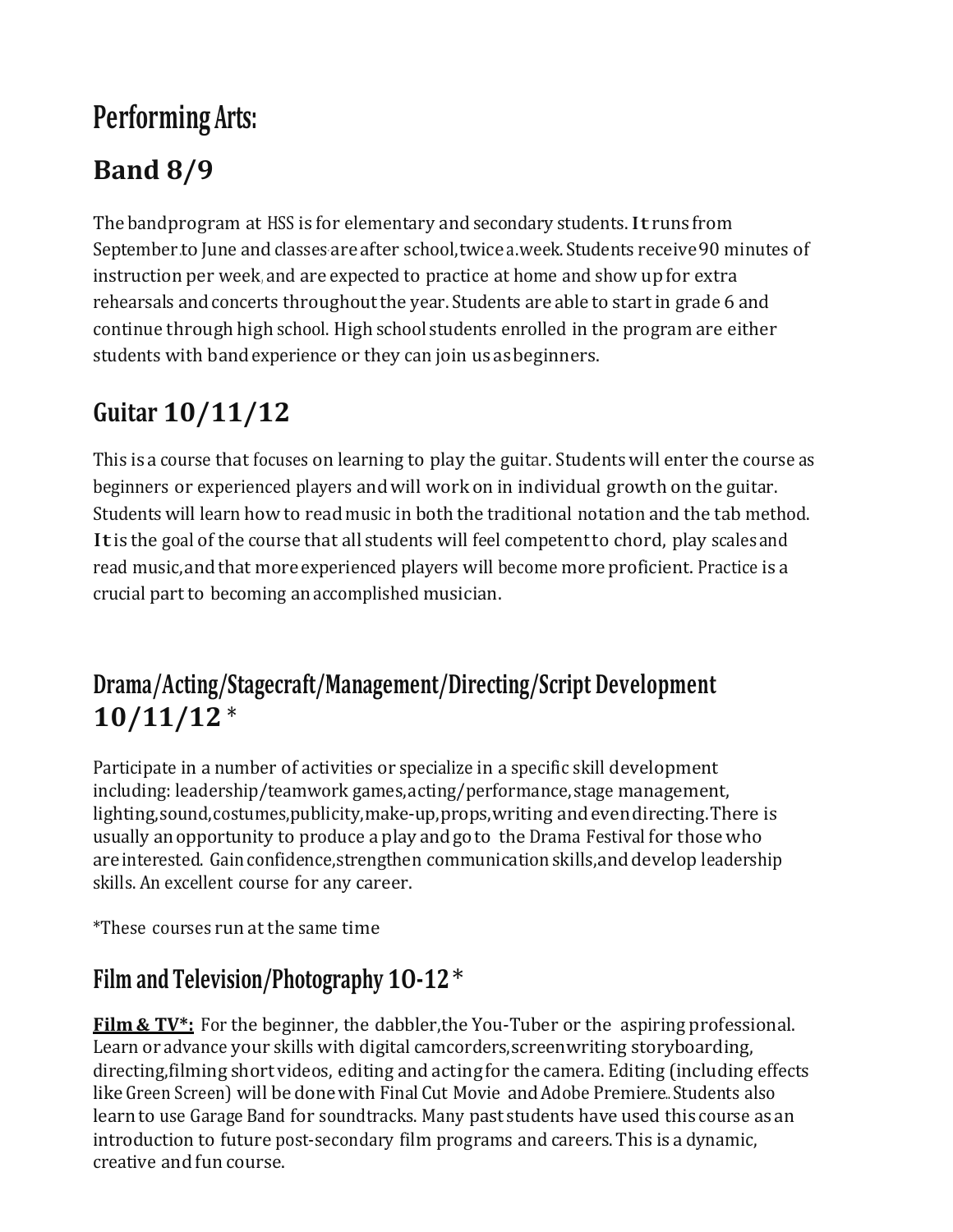# Performing Arts:

## Band 8/9

The bandprogram at HSS is for elementary and secondary students. It runs from September to June and classes are after school, twice a week. Students receive 90 minutes of instruction per week, and are expected to practice at home and show up for extra rehearsals and concerts throughout the year. Students are able to start in grade 6 and continue through high school. High school students enrolled in the program are either students with band experience or they can join us as beginners.

## Guitar 10/11/12

This is a course that focuses on learning to play the guitar. Students will enter the course as beginners or experienced players and will work on in individual growth on the guitar. Students will learn how to read music in both the traditional notation and the tab method. It is the goal of the course that all students will feel competent to chord, play scales and read music, and that more experienced players will become more proficient. Practice is a crucial part to becoming an accomplished musician.

## Drama/Acting/Stagecraft/Management/Directing/Script Development 10/11/12 *

Participate in a number of activities or specialize in a specific skill development including: leadership/teamwork games, acting/performance, stage management, lighting, sound, costumes, publicity, make-up, props, writing and even directing. There is usually an opportunity to produce a play and go to the Drama Festival for those who are interested. Gain confidence, strengthen communication skills, and develop leadership skills. An excellent course for any career.

*These courses run at the same time

## Film and Television/Photography 10-12 *

**Film & TV*:** For the beginner, the dabbler, the You-Tuber or the aspiring professional. Learn or advance your skills with digital camcorders, screenwriting storyboarding, directing, filming short videos, editing and acting for the camera. Editing (including effects like Green Screen) will be done with Final Cut Movie and Adobe Premiere. Students also learn to use Garage Band for soundtracks. Many past students have used this course as an introduction to future post-secondary film programs and careers. This is a dynamic, creative and fun course.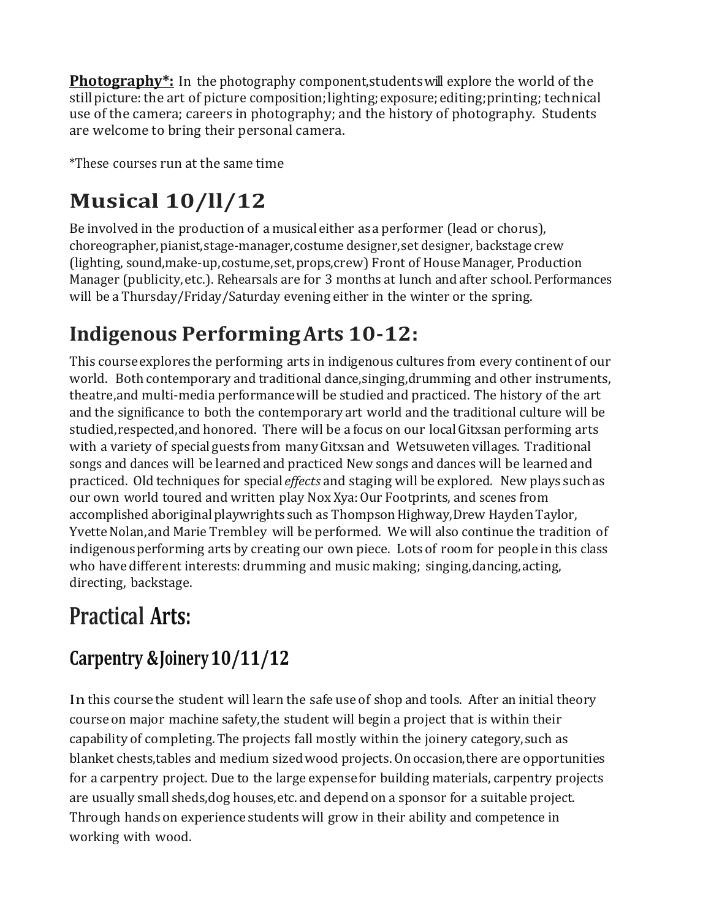**Photography*:** In the photography component, students will explore the world of the still picture: the art of picture composition; lighting; exposure; editing; printing; technical use of the camera; careers in photography; and the history of photography. Students are welcome to bring their personal camera.

*These courses run at the same time

# Musical 10/ll/12

Be involved in the production of a musical either as a performer (lead or chorus), choreographer, pianist, stage-manager, costume designer, set designer, backstage crew (lighting, sound, make-up, costume, set, props, crew) Front of House Manager, Production Manager (publicity, etc.). Rehearsals are for 3 months at lunch and after school. Performances will be a Thursday/Friday/Saturday evening either in the winter or the spring.

# Indigenous Performing Arts 10-12:

This course explores the performing arts in indigenous cultures from every continent of our world. Both contemporary and traditional dance, singing, drumming and other instruments, theatre, and multi-media performance will be studied and practiced. The history of the art and the significance to both the contemporary art world and the traditional culture will be studied, respected, and honored. There will be a focus on our local Gitxsan performing arts with a variety of special guests from many Gitxsan and Wetsuweten villages. Traditional songs and dances will be learned and practiced New songs and dances will be learned and practiced. Old techniques for special *effects* and staging will be explored. New plays such as our own world toured and written play Nox Xya: Our Footprints, and scenes from accomplished aboriginal playwrights such as Thompson Highway, Drew Hayden Taylor, Yvette Nolan, and Marie Trembley will be performed. We will also continue the tradition of indigenous performing arts by creating our own piece. Lots of room for people in this class who have different interests: drumming and music making; singing, dancing, acting, directing, backstage.

# Practical Arts:

## Carpentry & Joinery 10/11/12

In this course the student will learn the safe use of shop and tools. After an initial theory course on major machine safety, the student will begin a project that is within their capability of completing. The projects fall mostly within the joinery category, such as blanket chests, tables and medium sized wood projects. On occasion, there are opportunities for a carpentry project. Due to the large expense for building materials, carpentry projects are usually small sheds, dog houses, etc. and depend on a sponsor for a suitable project. Through hands on experience students will grow in their ability and competence in working with wood.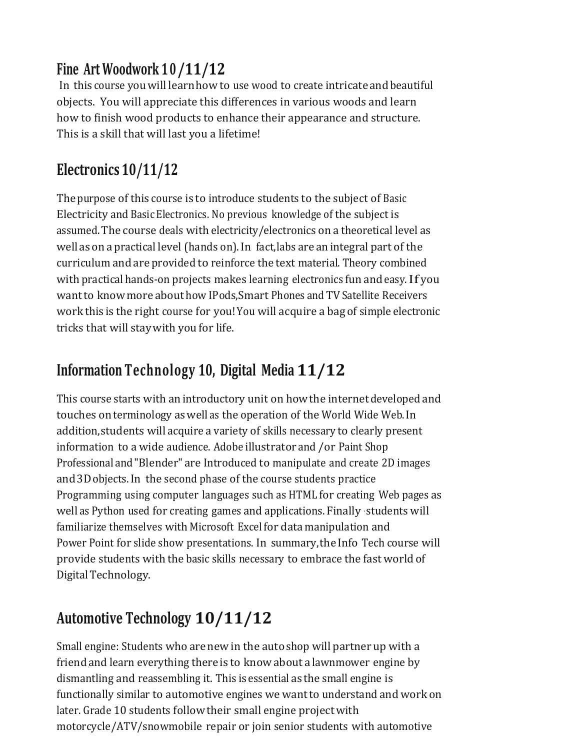## Fine Art Woodwork 10/11/12

In this course you will learn how to use wood to create intricate and beautiful objects. You will appreciate this differences in various woods and learn how to finish wood products to enhance their appearance and structure. This is a skill that will last you a lifetime!

## Electronics 10/11/12

The purpose of this course is to introduce students to the subject of Basic Electricity and Basic Electronics. No previous knowledge of the subject is assumed. The course deals with electricity/electronics on a theoretical level as well as on a practical level (hands on). In fact, labs are an integral part of the curriculum and are provided to reinforce the text material. Theory combined with practical hands-on projects makes learning electronics fun and easy. If you want to know more about how IPods, Smart Phones and TV Satellite Receivers work this is the right course for you! You will acquire a bag of simple electronic tricks that will stay with you for life.

## Information Technology 10, Digital Media 11/12

This course starts with an introductory unit on how the internet developed and touches on terminology as well as the operation of the World Wide Web. In addition, students will acquire a variety of skills necessary to clearly present information to a wide audience. Adobe illustrator and /or Paint Shop Professional and "Blender" are Introduced to manipulate and create 2D images and 3D objects. In the second phase of the course students practice Programming using computer languages such as HTML for creating Web pages as well as Python used for creating games and applications. Finally students will familiarize themselves with Microsoft Excel for data manipulation and Power Point for slide show presentations. In summary, the Info Tech course will provide students with the basic skills necessary to embrace the fast world of Digital Technology.

## Automotive Technology 10/11/12

Small engine: Students who are new in the auto shop will partner up with a friend and learn everything there is to know about a lawnmower engine by dismantling and reassembling it. This is essential as the small engine is functionally similar to automotive engines we want to understand and work on later. Grade 10 students follow their small engine project with motorcycle/ATV/snowmobile repair or join senior students with automotive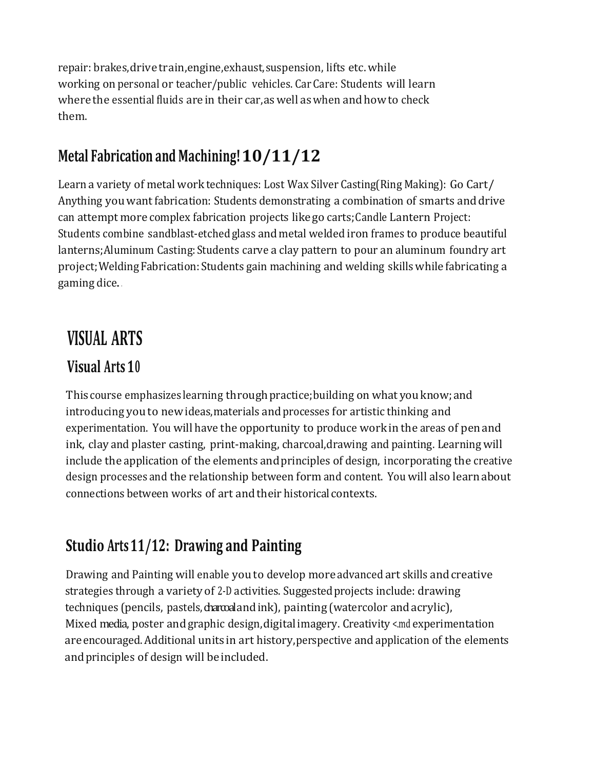repair: brakes, drive train, engine, exhaust, suspension, lifts etc. while working on personal or teacher/public vehicles. Car Care: Students will learn where the essential fluids are in their car, as well as when and how to check them.

## Metal Fabrication and Machining! 10/11/12

Learn a variety of metal work techniques: Lost Wax Silver Casting (Ring Making): Go Cart/ Anything you want fabrication: Students demonstrating a combination of smarts and drive can attempt more complex fabrication projects like go carts; Candle Lantern Project: Students combine sandblast-etched glass and metal welded iron frames to produce beautiful lanterns; Aluminum Casting: Students carve a clay pattern to pour an aluminum foundry art project; Welding Fabrication: Students gain machining and welding skills while fabricating a gaming dice.

# VISUAL ARTS

## Visual Arts 10

This course emphasizes learning through practice; building on what you know; and introducing you to new ideas, materials and processes for artistic thinking and experimentation. You will have the opportunity to produce work in the areas of pen and ink, clay and plaster casting, print-making, charcoal, drawing and painting. Learning will include the application of the elements and principles of design, incorporating the creative design processes and the relationship between form and content. You will also learn about connections between works of art and their historical contexts.

## Studio Arts 11/12: Drawing and Painting

Drawing and Painting will enable you to develop more advanced art skills and creative strategies through a variety of 2-D activities. Suggested projects include: drawing techniques (pencils, pastels, charcoal and ink), painting (watercolor and acrylic), Mixed media, poster and graphic design, digital imagery. Creativity <.md experimentation are encouraged. Additional units in art history, perspective and application of the elements and principles of design will be included.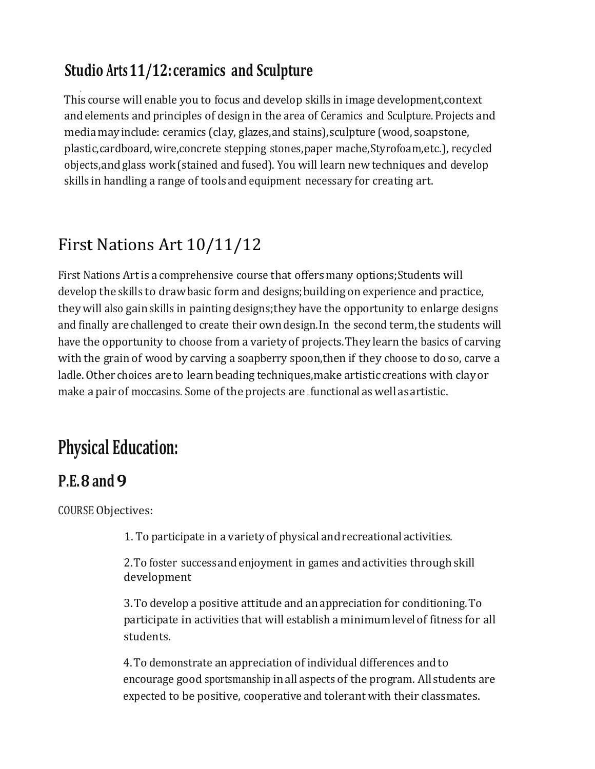## Studio Arts 11/12: ceramics and Sculpture

This course will enable you to focus and develop skills in image development, context and elements and principles of design in the area of Ceramics and Sculpture. Projects and media may include: ceramics (clay, glazes, and stains), sculpture (wood, soapstone, plastic, cardboard, wire, concrete stepping stones, paper mache, Styrofoam, etc.), recycled objects, and glass work (stained and fused). You will learn new techniques and develop skills in handling a range of tools and equipment necessary for creating art.

## First Nations Art 10/11/12

First Nations Art is a comprehensive course that offers many options; Students will develop the skills to draw basic form and designs; building on experience and practice, they will also gain skills in painting designs; they have the opportunity to enlarge designs and finally are challenged to create their own design. In the second term, the students will have the opportunity to choose from a variety of projects. They learn the basics of carving with the grain of wood by carving a soapberry spoon, then if they choose to do so, carve a ladle. Other choices are to learn beading techniques, make artistic creations with clay or make a pair of moccasins. Some of the projects are functional as well as artistic.

# Physical Education:

## P.E. 8 and 9

COURSE Objectives:

1. To participate in a variety of physical and recreational activities.
2. To foster success and enjoyment in games and activities through skill development
3. To develop a positive attitude and an appreciation for conditioning. To participate in activities that will establish a minimum level of fitness for all students.
4. To demonstrate an appreciation of individual differences and to encourage good sportsmanship in all aspects of the program. All students are expected to be positive, cooperative and tolerant with their classmates.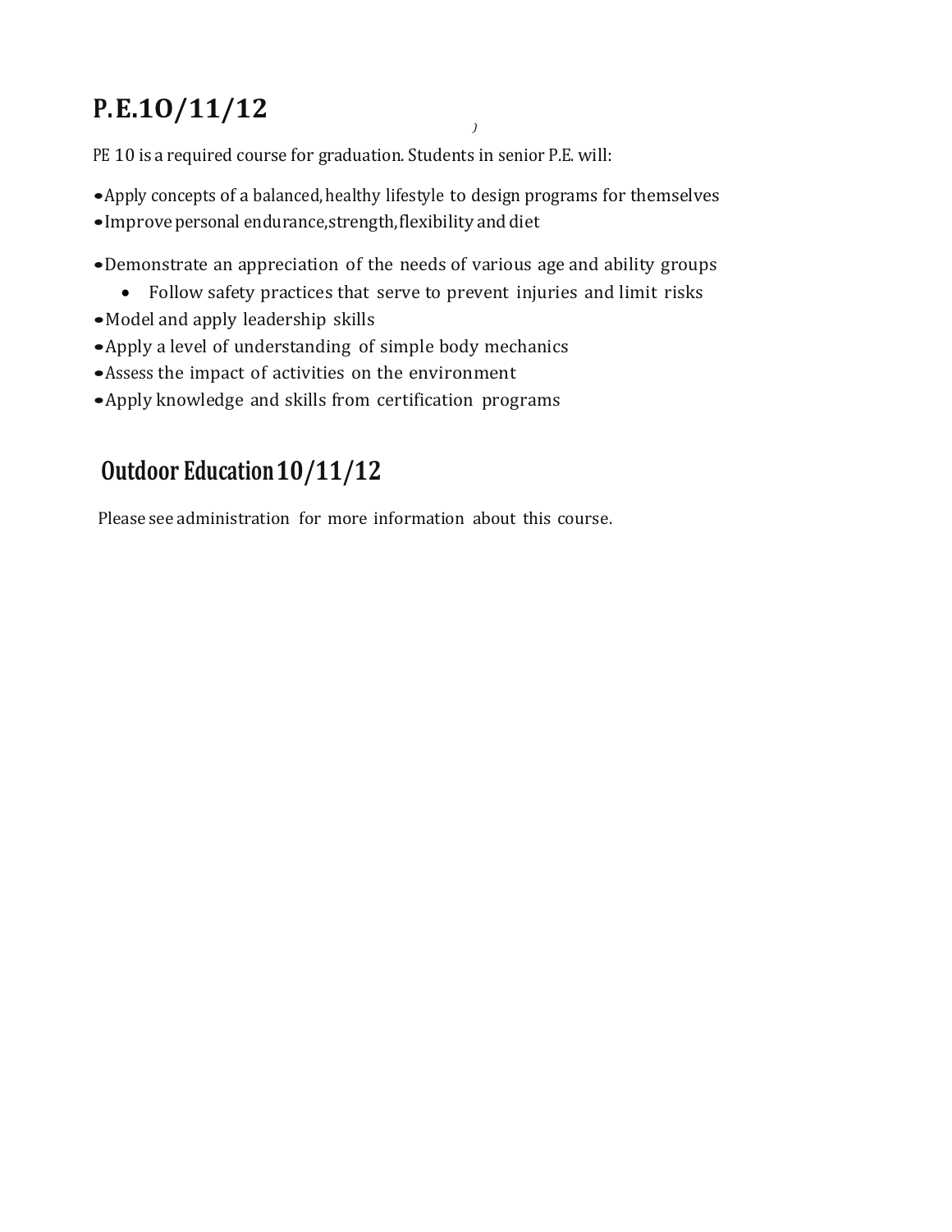## P.E.1O/11/12

PE 10 is a required course for graduation. Students in senior P.E. will:

- Apply concepts of a balanced, healthy lifestyle to design programs for themselves
- Improve personal endurance, strength, flexibility and diet
- Demonstrate an appreciation of the needs of various age and ability groups
    - Follow safety practices that serve to prevent injuries and limit risks
- Model and apply leadership skills
- Apply a level of understanding of simple body mechanics
- Assess the impact of activities on the environment
- Apply knowledge and skills from certification programs

## Outdoor Education 10/11/12

Please see administration for more information about this course.